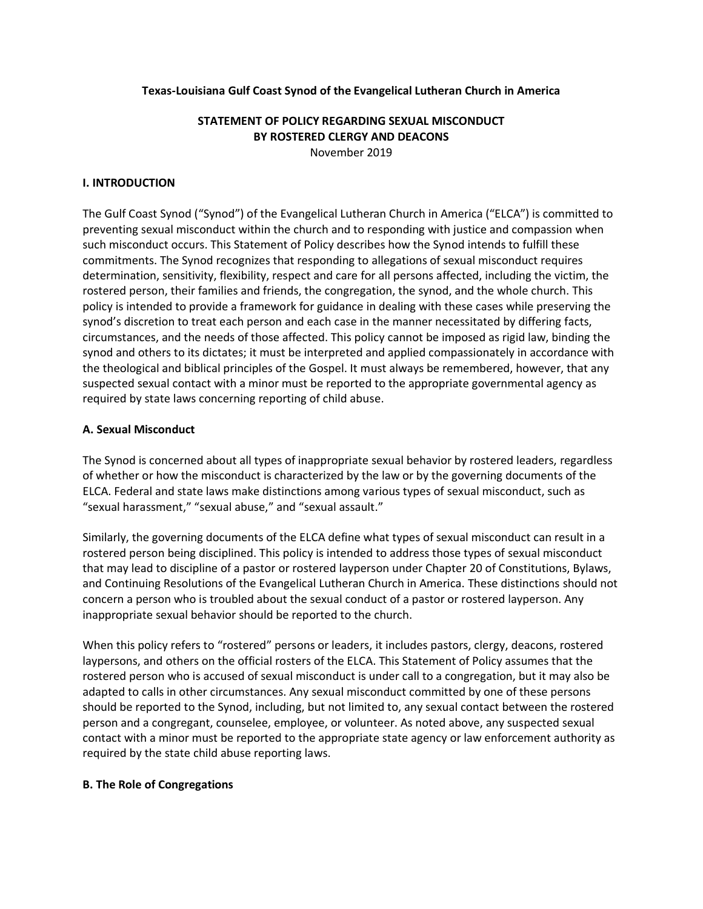**Texas-Louisiana Gulf Coast Synod of the Evangelical Lutheran Church in America**

# STATEMENT OF POLICY REGARDING SEXUAL MISCONDUCT BY ROSTERED CLERGY AND DEACONS

November 2019

## I. INTRODUCTION

The Gulf Coast Synod ("Synod") of the Evangelical Lutheran Church in America ("ELCA") is committed to preventing sexual misconduct within the church and to responding with justice and compassion when such misconduct occurs. This Statement of Policy describes how the Synod intends to fulfill these commitments. The Synod recognizes that responding to allegations of sexual misconduct requires determination, sensitivity, flexibility, respect and care for all persons affected, including the victim, the rostered person, their families and friends, the congregation, the synod, and the whole church. This policy is intended to provide a framework for guidance in dealing with these cases while preserving the synod's discretion to treat each person and each case in the manner necessitated by differing facts, circumstances, and the needs of those affected. This policy cannot be imposed as rigid law, binding the synod and others to its dictates; it must be interpreted and applied compassionately in accordance with the theological and biblical principles of the Gospel. It must always be remembered, however, that any suspected sexual contact with a minor must be reported to the appropriate governmental agency as required by state laws concerning reporting of child abuse.

### A. Sexual Misconduct

The Synod is concerned about all types of inappropriate sexual behavior by rostered leaders, regardless of whether or how the misconduct is characterized by the law or by the governing documents of the ELCA. Federal and state laws make distinctions among various types of sexual misconduct, such as "sexual harassment," "sexual abuse," and "sexual assault."

Similarly, the governing documents of the ELCA define what types of sexual misconduct can result in a rostered person being disciplined. This policy is intended to address those types of sexual misconduct that may lead to discipline of a pastor or rostered layperson under Chapter 20 of Constitutions, Bylaws, and Continuing Resolutions of the Evangelical Lutheran Church in America. These distinctions should not concern a person who is troubled about the sexual conduct of a pastor or rostered layperson. Any inappropriate sexual behavior should be reported to the church.

When this policy refers to "rostered" persons or leaders, it includes pastors, clergy, deacons, rostered laypersons, and others on the official rosters of the ELCA. This Statement of Policy assumes that the rostered person who is accused of sexual misconduct is under call to a congregation, but it may also be adapted to calls in other circumstances. Any sexual misconduct committed by one of these persons should be reported to the Synod, including, but not limited to, any sexual contact between the rostered person and a congregant, counselee, employee, or volunteer. As noted above, any suspected sexual contact with a minor must be reported to the appropriate state agency or law enforcement authority as required by the state child abuse reporting laws.

### B. The Role of Congregations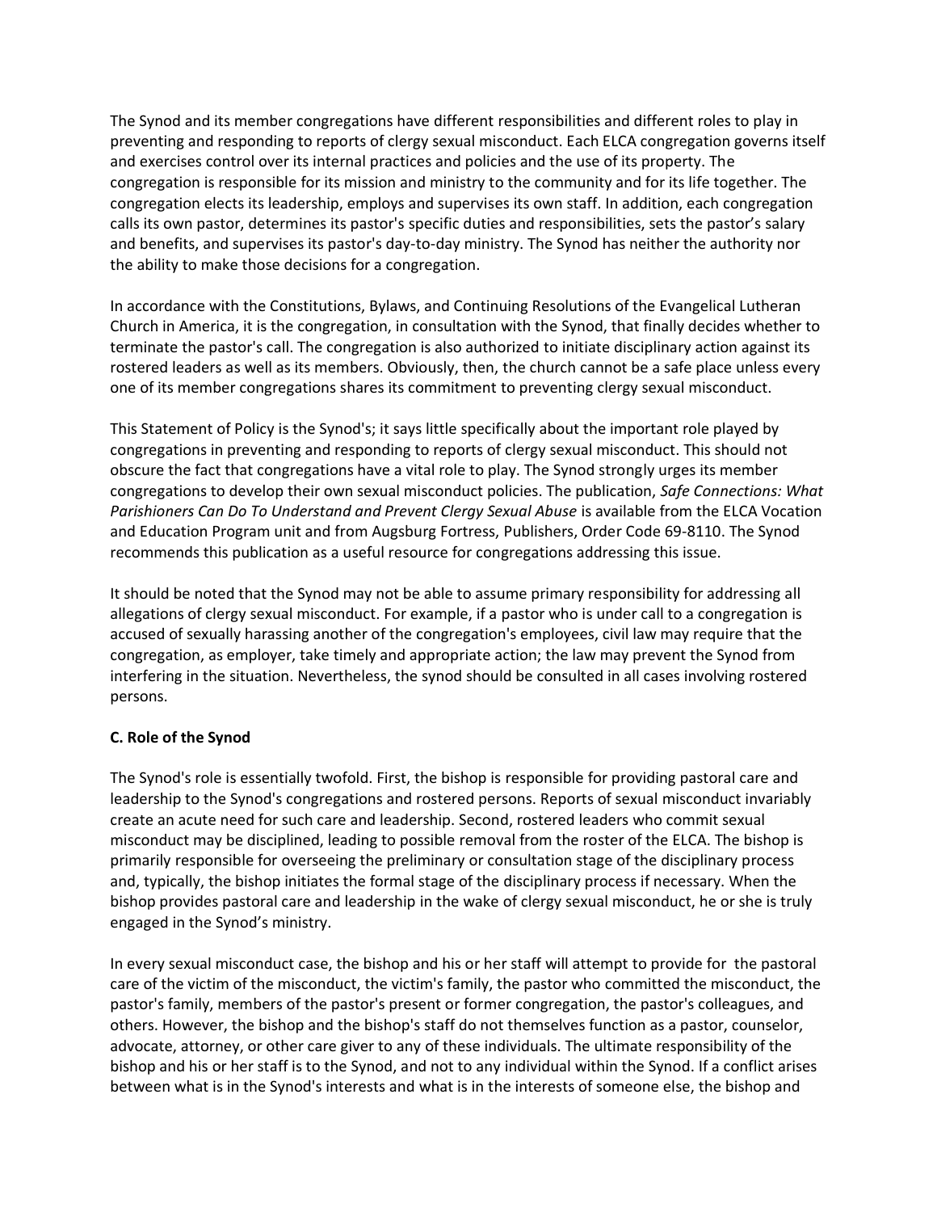The Synod and its member congregations have different responsibilities and different roles to play in preventing and responding to reports of clergy sexual misconduct. Each ELCA congregation governs itself and exercises control over its internal practices and policies and the use of its property. The congregation is responsible for its mission and ministry to the community and for its life together. The congregation elects its leadership, employs and supervises its own staff. In addition, each congregation calls its own pastor, determines its pastor's specific duties and responsibilities, sets the pastor's salary and benefits, and supervises its pastor's day-to-day ministry. The Synod has neither the authority nor the ability to make those decisions for a congregation.

In accordance with the Constitutions, Bylaws, and Continuing Resolutions of the Evangelical Lutheran Church in America, it is the congregation, in consultation with the Synod, that finally decides whether to terminate the pastor's call. The congregation is also authorized to initiate disciplinary action against its rostered leaders as well as its members. Obviously, then, the church cannot be a safe place unless every one of its member congregations shares its commitment to preventing clergy sexual misconduct.

This Statement of Policy is the Synod's; it says little specifically about the important role played by congregations in preventing and responding to reports of clergy sexual misconduct. This should not obscure the fact that congregations have a vital role to play. The Synod strongly urges its member congregations to develop their own sexual misconduct policies. The publication, *Safe Connections: What Parishioners Can Do To Understand and Prevent Clergy Sexual Abuse* is available from the ELCA Vocation and Education Program unit and from Augsburg Fortress, Publishers, Order Code 69-8110. The Synod recommends this publication as a useful resource for congregations addressing this issue.

It should be noted that the Synod may not be able to assume primary responsibility for addressing all allegations of clergy sexual misconduct. For example, if a pastor who is under call to a congregation is accused of sexually harassing another of the congregation's employees, civil law may require that the congregation, as employer, take timely and appropriate action; the law may prevent the Synod from interfering in the situation. Nevertheless, the synod should be consulted in all cases involving rostered persons.

**C. Role of the Synod**

The Synod's role is essentially twofold. First, the bishop is responsible for providing pastoral care and leadership to the Synod's congregations and rostered persons. Reports of sexual misconduct invariably create an acute need for such care and leadership. Second, rostered leaders who commit sexual misconduct may be disciplined, leading to possible removal from the roster of the ELCA. The bishop is primarily responsible for overseeing the preliminary or consultation stage of the disciplinary process and, typically, the bishop initiates the formal stage of the disciplinary process if necessary. When the bishop provides pastoral care and leadership in the wake of clergy sexual misconduct, he or she is truly engaged in the Synod's ministry.

In every sexual misconduct case, the bishop and his or her staff will attempt to provide for the pastoral care of the victim of the misconduct, the victim's family, the pastor who committed the misconduct, the pastor's family, members of the pastor's present or former congregation, the pastor's colleagues, and others. However, the bishop and the bishop's staff do not themselves function as a pastor, counselor, advocate, attorney, or other care giver to any of these individuals. The ultimate responsibility of the bishop and his or her staff is to the Synod, and not to any individual within the Synod. If a conflict arises between what is in the Synod's interests and what is in the interests of someone else, the bishop and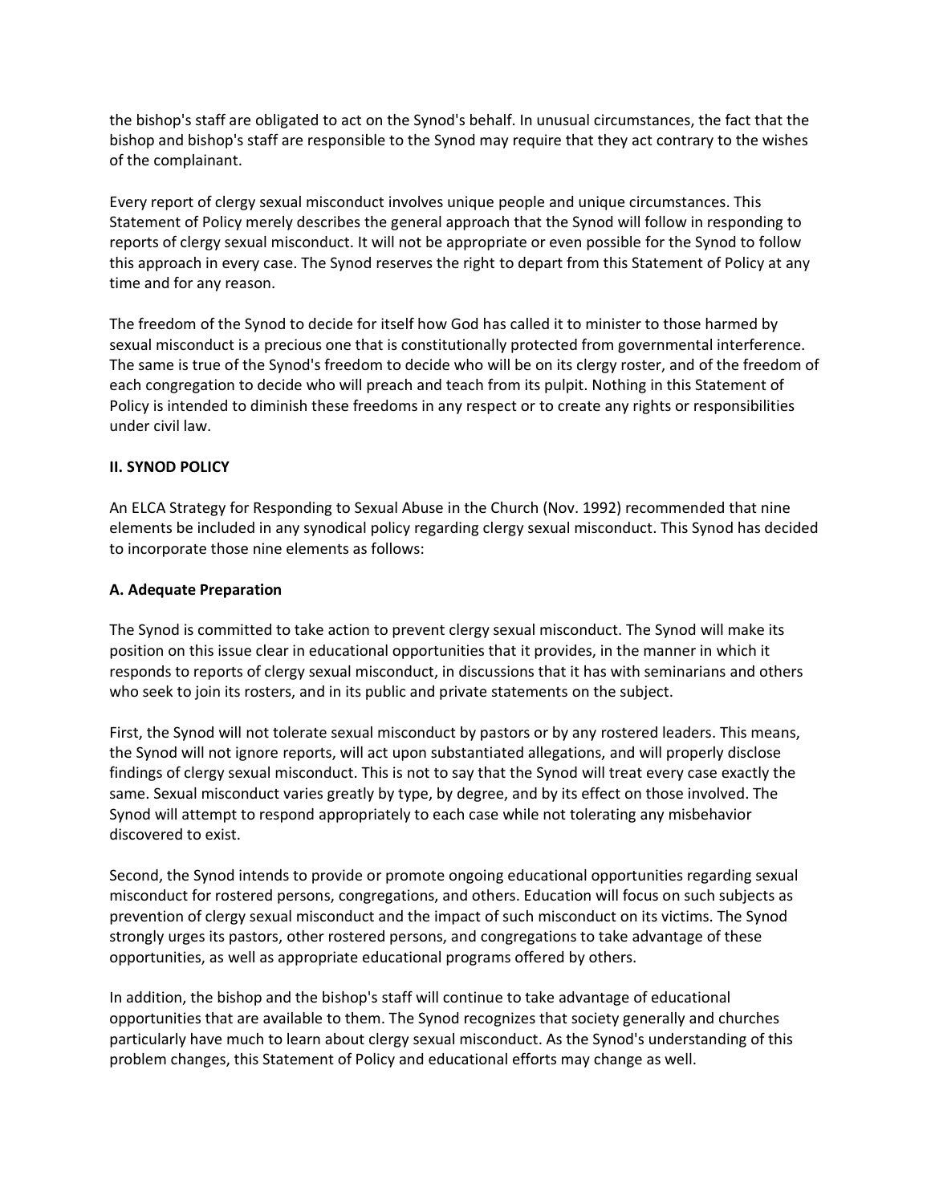the bishop's staff are obligated to act on the Synod's behalf. In unusual circumstances, the fact that the bishop and bishop's staff are responsible to the Synod may require that they act contrary to the wishes of the complainant.

Every report of clergy sexual misconduct involves unique people and unique circumstances. This Statement of Policy merely describes the general approach that the Synod will follow in responding to reports of clergy sexual misconduct. It will not be appropriate or even possible for the Synod to follow this approach in every case. The Synod reserves the right to depart from this Statement of Policy at any time and for any reason.

The freedom of the Synod to decide for itself how God has called it to minister to those harmed by sexual misconduct is a precious one that is constitutionally protected from governmental interference. The same is true of the Synod's freedom to decide who will be on its clergy roster, and of the freedom of each congregation to decide who will preach and teach from its pulpit. Nothing in this Statement of Policy is intended to diminish these freedoms in any respect or to create any rights or responsibilities under civil law.

## II. SYNOD POLICY

An ELCA Strategy for Responding to Sexual Abuse in the Church (Nov. 1992) recommended that nine elements be included in any synodical policy regarding clergy sexual misconduct. This Synod has decided to incorporate those nine elements as follows:

### A. Adequate Preparation

The Synod is committed to take action to prevent clergy sexual misconduct. The Synod will make its position on this issue clear in educational opportunities that it provides, in the manner in which it responds to reports of clergy sexual misconduct, in discussions that it has with seminarians and others who seek to join its rosters, and in its public and private statements on the subject.

First, the Synod will not tolerate sexual misconduct by pastors or by any rostered leaders. This means, the Synod will not ignore reports, will act upon substantiated allegations, and will properly disclose findings of clergy sexual misconduct. This is not to say that the Synod will treat every case exactly the same. Sexual misconduct varies greatly by type, by degree, and by its effect on those involved. The Synod will attempt to respond appropriately to each case while not tolerating any misbehavior discovered to exist.

Second, the Synod intends to provide or promote ongoing educational opportunities regarding sexual misconduct for rostered persons, congregations, and others. Education will focus on such subjects as prevention of clergy sexual misconduct and the impact of such misconduct on its victims. The Synod strongly urges its pastors, other rostered persons, and congregations to take advantage of these opportunities, as well as appropriate educational programs offered by others.

In addition, the bishop and the bishop's staff will continue to take advantage of educational opportunities that are available to them. The Synod recognizes that society generally and churches particularly have much to learn about clergy sexual misconduct. As the Synod's understanding of this problem changes, this Statement of Policy and educational efforts may change as well.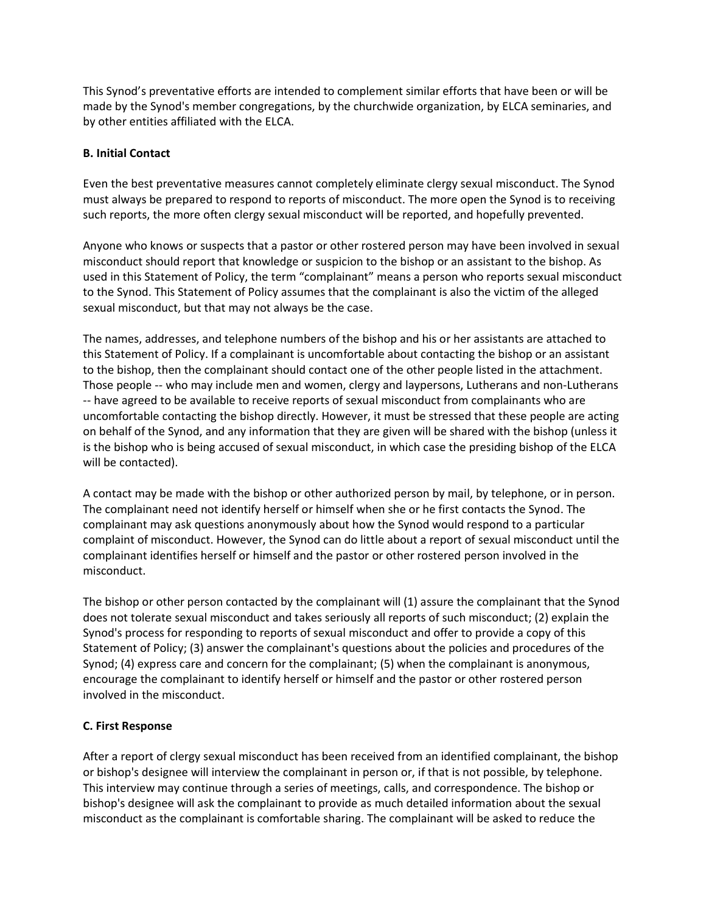This Synod's preventative efforts are intended to complement similar efforts that have been or will be made by the Synod's member congregations, by the churchwide organization, by ELCA seminaries, and by other entities affiliated with the ELCA.

### B. Initial Contact

Even the best preventative measures cannot completely eliminate clergy sexual misconduct. The Synod must always be prepared to respond to reports of misconduct. The more open the Synod is to receiving such reports, the more often clergy sexual misconduct will be reported, and hopefully prevented.

Anyone who knows or suspects that a pastor or other rostered person may have been involved in sexual misconduct should report that knowledge or suspicion to the bishop or an assistant to the bishop. As used in this Statement of Policy, the term "complainant" means a person who reports sexual misconduct to the Synod. This Statement of Policy assumes that the complainant is also the victim of the alleged sexual misconduct, but that may not always be the case.

The names, addresses, and telephone numbers of the bishop and his or her assistants are attached to this Statement of Policy. If a complainant is uncomfortable about contacting the bishop or an assistant to the bishop, then the complainant should contact one of the other people listed in the attachment. Those people -- who may include men and women, clergy and laypersons, Lutherans and non-Lutherans -- have agreed to be available to receive reports of sexual misconduct from complainants who are uncomfortable contacting the bishop directly. However, it must be stressed that these people are acting on behalf of the Synod, and any information that they are given will be shared with the bishop (unless it is the bishop who is being accused of sexual misconduct, in which case the presiding bishop of the ELCA will be contacted).

A contact may be made with the bishop or other authorized person by mail, by telephone, or in person. The complainant need not identify herself or himself when she or he first contacts the Synod. The complainant may ask questions anonymously about how the Synod would respond to a particular complaint of misconduct. However, the Synod can do little about a report of sexual misconduct until the complainant identifies herself or himself and the pastor or other rostered person involved in the misconduct.

The bishop or other person contacted by the complainant will (1) assure the complainant that the Synod does not tolerate sexual misconduct and takes seriously all reports of such misconduct; (2) explain the Synod's process for responding to reports of sexual misconduct and offer to provide a copy of this Statement of Policy; (3) answer the complainant's questions about the policies and procedures of the Synod; (4) express care and concern for the complainant; (5) when the complainant is anonymous, encourage the complainant to identify herself or himself and the pastor or other rostered person involved in the misconduct.

### C. First Response

After a report of clergy sexual misconduct has been received from an identified complainant, the bishop or bishop's designee will interview the complainant in person or, if that is not possible, by telephone. This interview may continue through a series of meetings, calls, and correspondence. The bishop or bishop's designee will ask the complainant to provide as much detailed information about the sexual misconduct as the complainant is comfortable sharing. The complainant will be asked to reduce the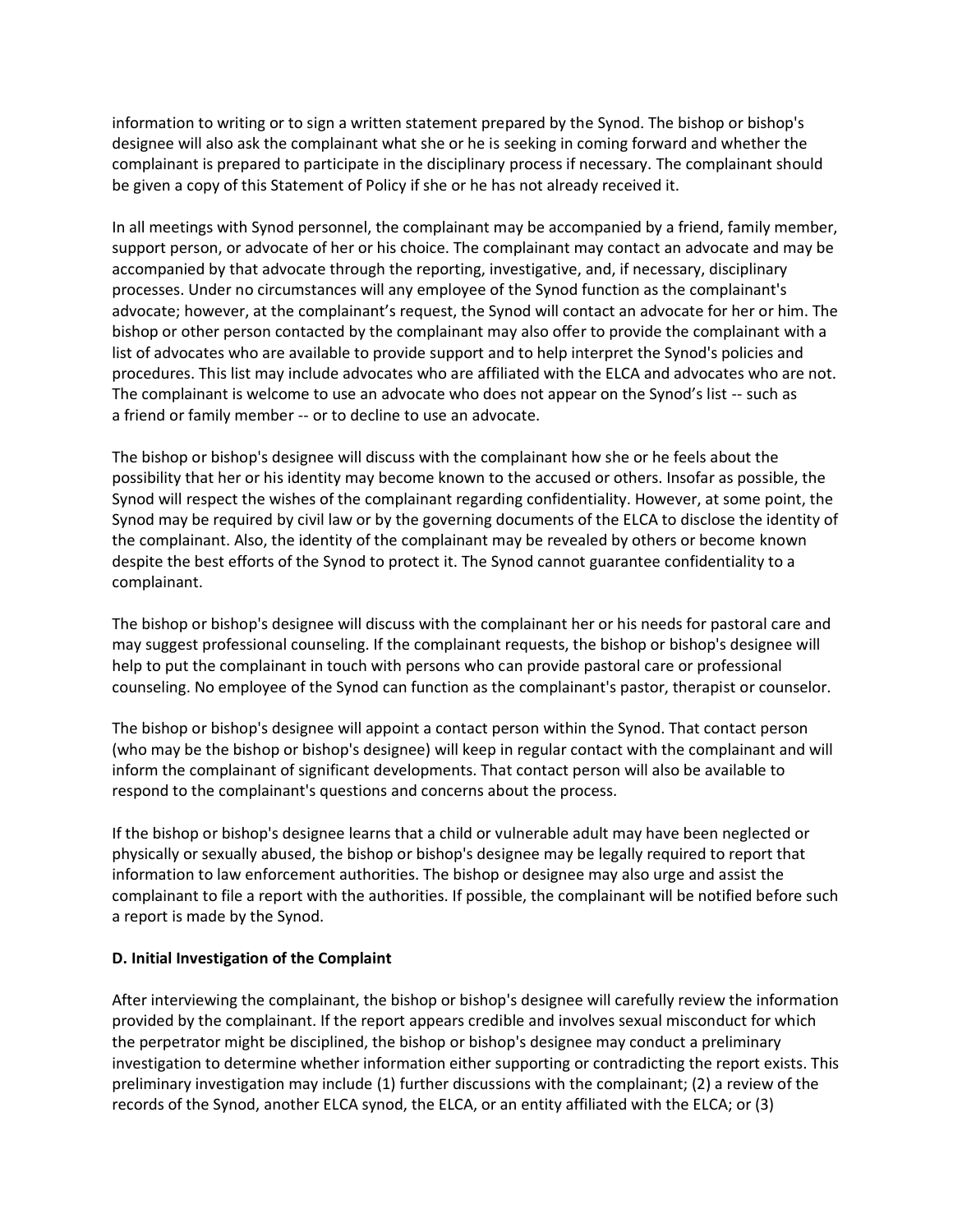information to writing or to sign a written statement prepared by the Synod. The bishop or bishop's designee will also ask the complainant what she or he is seeking in coming forward and whether the complainant is prepared to participate in the disciplinary process if necessary. The complainant should be given a copy of this Statement of Policy if she or he has not already received it.

In all meetings with Synod personnel, the complainant may be accompanied by a friend, family member, support person, or advocate of her or his choice. The complainant may contact an advocate and may be accompanied by that advocate through the reporting, investigative, and, if necessary, disciplinary processes. Under no circumstances will any employee of the Synod function as the complainant's advocate; however, at the complainant's request, the Synod will contact an advocate for her or him. The bishop or other person contacted by the complainant may also offer to provide the complainant with a list of advocates who are available to provide support and to help interpret the Synod's policies and procedures. This list may include advocates who are affiliated with the ELCA and advocates who are not. The complainant is welcome to use an advocate who does not appear on the Synod's list -- such as a friend or family member -- or to decline to use an advocate.

The bishop or bishop's designee will discuss with the complainant how she or he feels about the possibility that her or his identity may become known to the accused or others. Insofar as possible, the Synod will respect the wishes of the complainant regarding confidentiality. However, at some point, the Synod may be required by civil law or by the governing documents of the ELCA to disclose the identity of the complainant. Also, the identity of the complainant may be revealed by others or become known despite the best efforts of the Synod to protect it. The Synod cannot guarantee confidentiality to a complainant.

The bishop or bishop's designee will discuss with the complainant her or his needs for pastoral care and may suggest professional counseling. If the complainant requests, the bishop or bishop's designee will help to put the complainant in touch with persons who can provide pastoral care or professional counseling. No employee of the Synod can function as the complainant's pastor, therapist or counselor.

The bishop or bishop's designee will appoint a contact person within the Synod. That contact person (who may be the bishop or bishop's designee) will keep in regular contact with the complainant and will inform the complainant of significant developments. That contact person will also be available to respond to the complainant's questions and concerns about the process.

If the bishop or bishop's designee learns that a child or vulnerable adult may have been neglected or physically or sexually abused, the bishop or bishop's designee may be legally required to report that information to law enforcement authorities. The bishop or designee may also urge and assist the complainant to file a report with the authorities. If possible, the complainant will be notified before such a report is made by the Synod.

**D. Initial Investigation of the Complaint**

After interviewing the complainant, the bishop or bishop's designee will carefully review the information provided by the complainant. If the report appears credible and involves sexual misconduct for which the perpetrator might be disciplined, the bishop or bishop's designee may conduct a preliminary investigation to determine whether information either supporting or contradicting the report exists. This preliminary investigation may include (1) further discussions with the complainant; (2) a review of the records of the Synod, another ELCA synod, the ELCA, or an entity affiliated with the ELCA; or (3)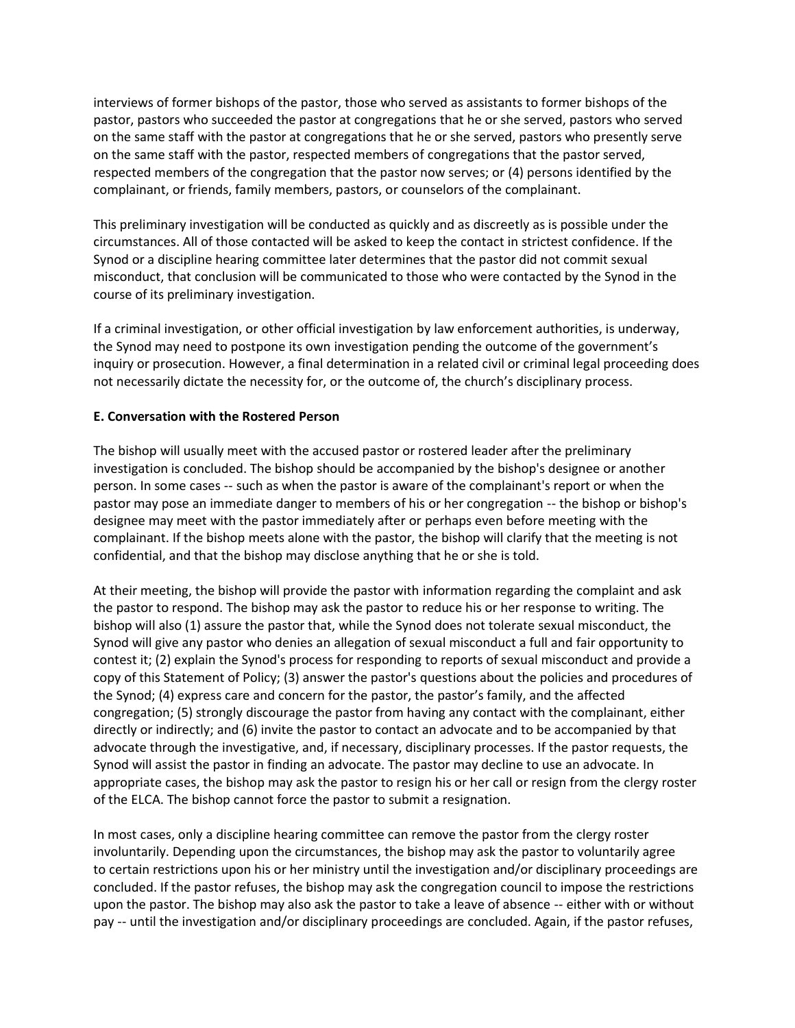interviews of former bishops of the pastor, those who served as assistants to former bishops of the pastor, pastors who succeeded the pastor at congregations that he or she served, pastors who served on the same staff with the pastor at congregations that he or she served, pastors who presently serve on the same staff with the pastor, respected members of congregations that the pastor served, respected members of the congregation that the pastor now serves; or (4) persons identified by the complainant, or friends, family members, pastors, or counselors of the complainant.

This preliminary investigation will be conducted as quickly and as discreetly as is possible under the circumstances. All of those contacted will be asked to keep the contact in strictest confidence. If the Synod or a discipline hearing committee later determines that the pastor did not commit sexual misconduct, that conclusion will be communicated to those who were contacted by the Synod in the course of its preliminary investigation.

If a criminal investigation, or other official investigation by law enforcement authorities, is underway, the Synod may need to postpone its own investigation pending the outcome of the government's inquiry or prosecution. However, a final determination in a related civil or criminal legal proceeding does not necessarily dictate the necessity for, or the outcome of, the church's disciplinary process.

### E. Conversation with the Rostered Person

The bishop will usually meet with the accused pastor or rostered leader after the preliminary investigation is concluded. The bishop should be accompanied by the bishop's designee or another person. In some cases -- such as when the pastor is aware of the complainant's report or when the pastor may pose an immediate danger to members of his or her congregation -- the bishop or bishop's designee may meet with the pastor immediately after or perhaps even before meeting with the complainant. If the bishop meets alone with the pastor, the bishop will clarify that the meeting is not confidential, and that the bishop may disclose anything that he or she is told.

At their meeting, the bishop will provide the pastor with information regarding the complaint and ask the pastor to respond. The bishop may ask the pastor to reduce his or her response to writing. The bishop will also (1) assure the pastor that, while the Synod does not tolerate sexual misconduct, the Synod will give any pastor who denies an allegation of sexual misconduct a full and fair opportunity to contest it; (2) explain the Synod's process for responding to reports of sexual misconduct and provide a copy of this Statement of Policy; (3) answer the pastor's questions about the policies and procedures of the Synod; (4) express care and concern for the pastor, the pastor's family, and the affected congregation; (5) strongly discourage the pastor from having any contact with the complainant, either directly or indirectly; and (6) invite the pastor to contact an advocate and to be accompanied by that advocate through the investigative, and, if necessary, disciplinary processes. If the pastor requests, the Synod will assist the pastor in finding an advocate. The pastor may decline to use an advocate. In appropriate cases, the bishop may ask the pastor to resign his or her call or resign from the clergy roster of the ELCA. The bishop cannot force the pastor to submit a resignation.

In most cases, only a discipline hearing committee can remove the pastor from the clergy roster involuntarily. Depending upon the circumstances, the bishop may ask the pastor to voluntarily agree to certain restrictions upon his or her ministry until the investigation and/or disciplinary proceedings are concluded. If the pastor refuses, the bishop may ask the congregation council to impose the restrictions upon the pastor. The bishop may also ask the pastor to take a leave of absence -- either with or without pay -- until the investigation and/or disciplinary proceedings are concluded. Again, if the pastor refuses,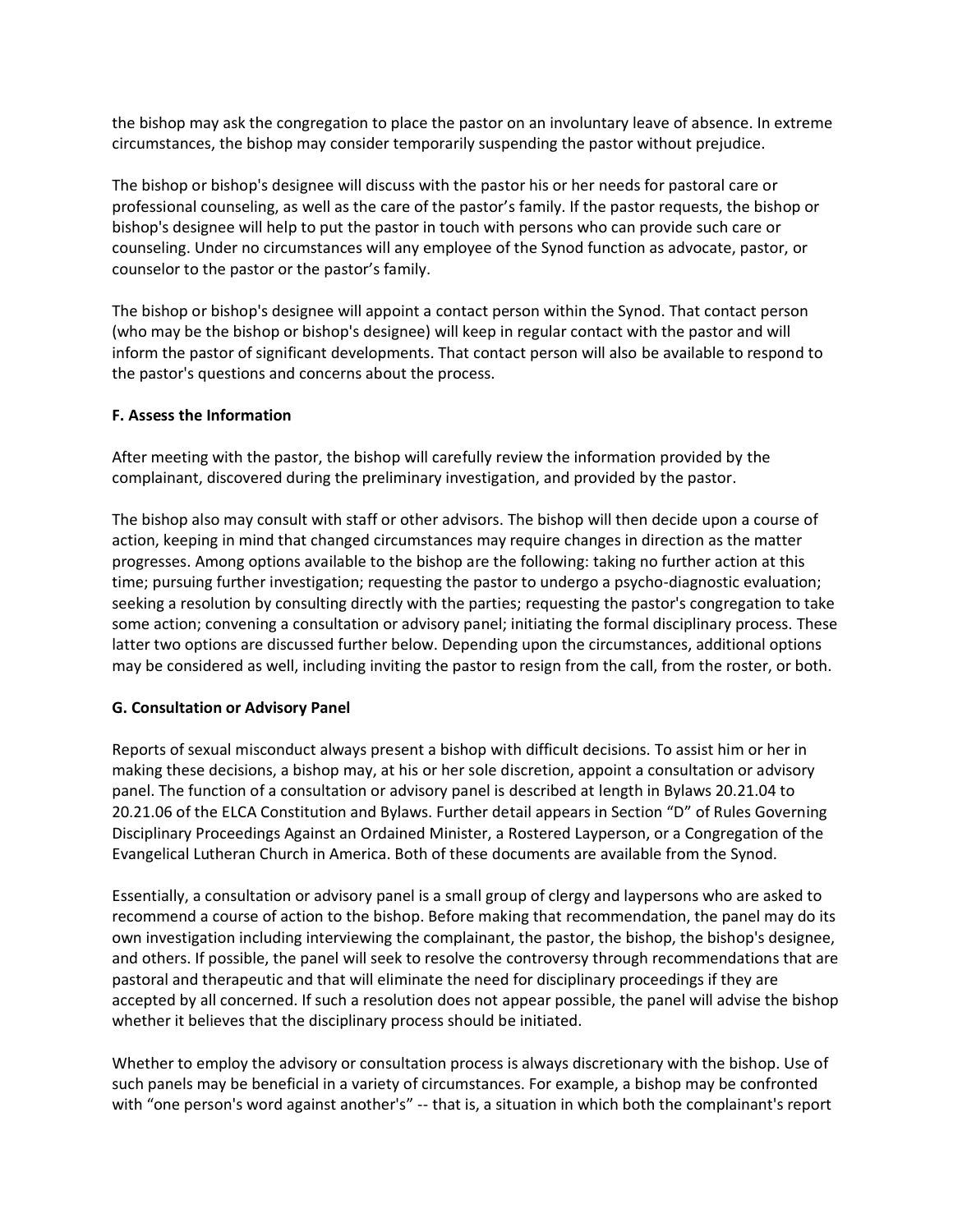the bishop may ask the congregation to place the pastor on an involuntary leave of absence. In extreme circumstances, the bishop may consider temporarily suspending the pastor without prejudice.

The bishop or bishop's designee will discuss with the pastor his or her needs for pastoral care or professional counseling, as well as the care of the pastor's family. If the pastor requests, the bishop or bishop's designee will help to put the pastor in touch with persons who can provide such care or counseling. Under no circumstances will any employee of the Synod function as advocate, pastor, or counselor to the pastor or the pastor's family.

The bishop or bishop's designee will appoint a contact person within the Synod. That contact person (who may be the bishop or bishop's designee) will keep in regular contact with the pastor and will inform the pastor of significant developments. That contact person will also be available to respond to the pastor's questions and concerns about the process.

**F. Assess the Information**

After meeting with the pastor, the bishop will carefully review the information provided by the complainant, discovered during the preliminary investigation, and provided by the pastor.

The bishop also may consult with staff or other advisors. The bishop will then decide upon a course of action, keeping in mind that changed circumstances may require changes in direction as the matter progresses. Among options available to the bishop are the following: taking no further action at this time; pursuing further investigation; requesting the pastor to undergo a psycho-diagnostic evaluation; seeking a resolution by consulting directly with the parties; requesting the pastor's congregation to take some action; convening a consultation or advisory panel; initiating the formal disciplinary process. These latter two options are discussed further below. Depending upon the circumstances, additional options may be considered as well, including inviting the pastor to resign from the call, from the roster, or both.

**G. Consultation or Advisory Panel**

Reports of sexual misconduct always present a bishop with difficult decisions. To assist him or her in making these decisions, a bishop may, at his or her sole discretion, appoint a consultation or advisory panel. The function of a consultation or advisory panel is described at length in Bylaws 20.21.04 to 20.21.06 of the ELCA Constitution and Bylaws. Further detail appears in Section "D" of Rules Governing Disciplinary Proceedings Against an Ordained Minister, a Rostered Layperson, or a Congregation of the Evangelical Lutheran Church in America. Both of these documents are available from the Synod.

Essentially, a consultation or advisory panel is a small group of clergy and laypersons who are asked to recommend a course of action to the bishop. Before making that recommendation, the panel may do its own investigation including interviewing the complainant, the pastor, the bishop, the bishop's designee, and others. If possible, the panel will seek to resolve the controversy through recommendations that are pastoral and therapeutic and that will eliminate the need for disciplinary proceedings if they are accepted by all concerned. If such a resolution does not appear possible, the panel will advise the bishop whether it believes that the disciplinary process should be initiated.

Whether to employ the advisory or consultation process is always discretionary with the bishop. Use of such panels may be beneficial in a variety of circumstances. For example, a bishop may be confronted with "one person's word against another's" -- that is, a situation in which both the complainant's report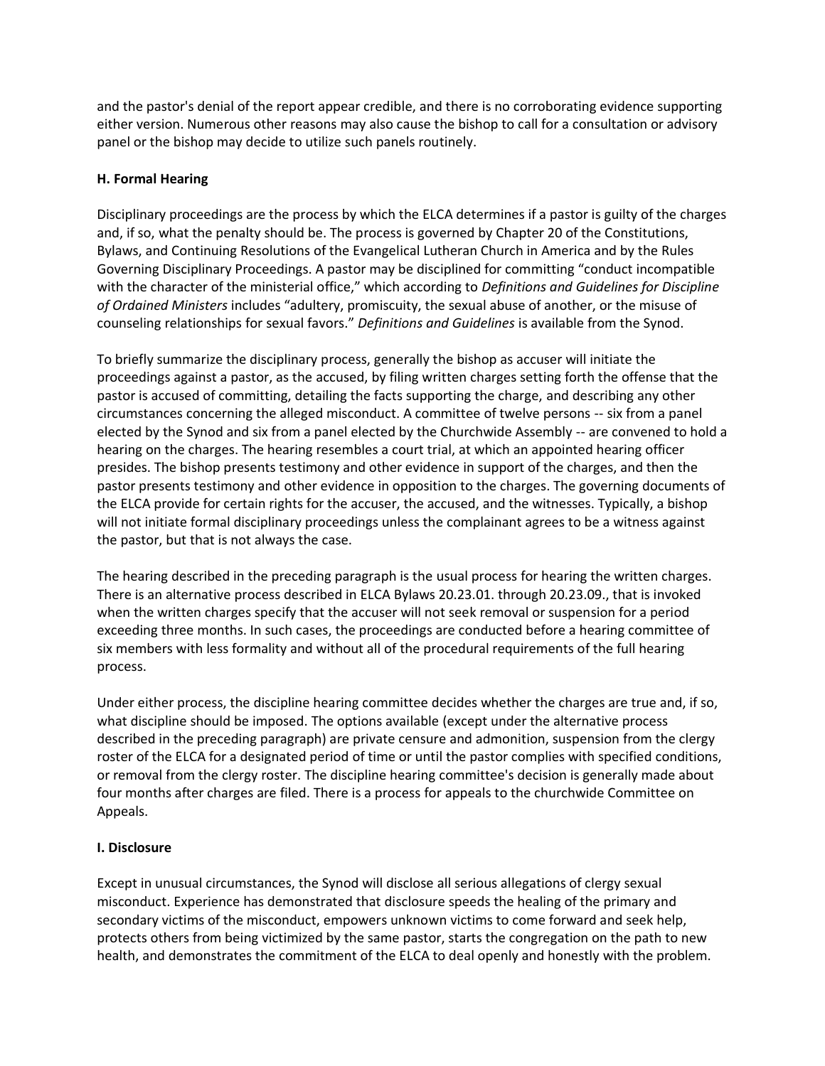and the pastor's denial of the report appear credible, and there is no corroborating evidence supporting either version. Numerous other reasons may also cause the bishop to call for a consultation or advisory panel or the bishop may decide to utilize such panels routinely.

### H. Formal Hearing

Disciplinary proceedings are the process by which the ELCA determines if a pastor is guilty of the charges and, if so, what the penalty should be. The process is governed by Chapter 20 of the Constitutions, Bylaws, and Continuing Resolutions of the Evangelical Lutheran Church in America and by the Rules Governing Disciplinary Proceedings. A pastor may be disciplined for committing "conduct incompatible with the character of the ministerial office," which according to *Definitions and Guidelines for Discipline of Ordained Ministers* includes "adultery, promiscuity, the sexual abuse of another, or the misuse of counseling relationships for sexual favors." *Definitions and Guidelines* is available from the Synod.

To briefly summarize the disciplinary process, generally the bishop as accuser will initiate the proceedings against a pastor, as the accused, by filing written charges setting forth the offense that the pastor is accused of committing, detailing the facts supporting the charge, and describing any other circumstances concerning the alleged misconduct. A committee of twelve persons -- six from a panel elected by the Synod and six from a panel elected by the Churchwide Assembly -- are convened to hold a hearing on the charges. The hearing resembles a court trial, at which an appointed hearing officer presides. The bishop presents testimony and other evidence in support of the charges, and then the pastor presents testimony and other evidence in opposition to the charges. The governing documents of the ELCA provide for certain rights for the accuser, the accused, and the witnesses. Typically, a bishop will not initiate formal disciplinary proceedings unless the complainant agrees to be a witness against the pastor, but that is not always the case.

The hearing described in the preceding paragraph is the usual process for hearing the written charges. There is an alternative process described in ELCA Bylaws 20.23.01. through 20.23.09., that is invoked when the written charges specify that the accuser will not seek removal or suspension for a period exceeding three months. In such cases, the proceedings are conducted before a hearing committee of six members with less formality and without all of the procedural requirements of the full hearing process.

Under either process, the discipline hearing committee decides whether the charges are true and, if so, what discipline should be imposed. The options available (except under the alternative process described in the preceding paragraph) are private censure and admonition, suspension from the clergy roster of the ELCA for a designated period of time or until the pastor complies with specified conditions, or removal from the clergy roster. The discipline hearing committee's decision is generally made about four months after charges are filed. There is a process for appeals to the churchwide Committee on Appeals.

### I. Disclosure

Except in unusual circumstances, the Synod will disclose all serious allegations of clergy sexual misconduct. Experience has demonstrated that disclosure speeds the healing of the primary and secondary victims of the misconduct, empowers unknown victims to come forward and seek help, protects others from being victimized by the same pastor, starts the congregation on the path to new health, and demonstrates the commitment of the ELCA to deal openly and honestly with the problem.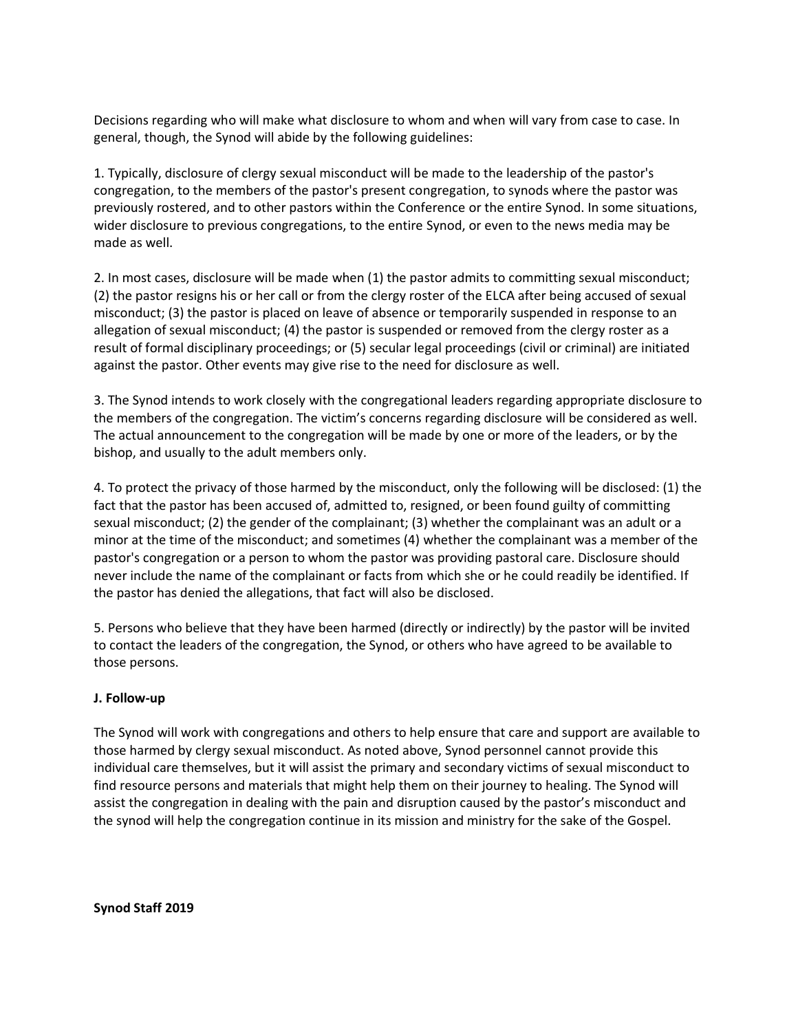Decisions regarding who will make what disclosure to whom and when will vary from case to case. In general, though, the Synod will abide by the following guidelines:

1. Typically, disclosure of clergy sexual misconduct will be made to the leadership of the pastor's congregation, to the members of the pastor's present congregation, to synods where the pastor was previously rostered, and to other pastors within the Conference or the entire Synod. In some situations, wider disclosure to previous congregations, to the entire Synod, or even to the news media may be made as well.

2. In most cases, disclosure will be made when (1) the pastor admits to committing sexual misconduct; (2) the pastor resigns his or her call or from the clergy roster of the ELCA after being accused of sexual misconduct; (3) the pastor is placed on leave of absence or temporarily suspended in response to an allegation of sexual misconduct; (4) the pastor is suspended or removed from the clergy roster as a result of formal disciplinary proceedings; or (5) secular legal proceedings (civil or criminal) are initiated against the pastor. Other events may give rise to the need for disclosure as well.

3. The Synod intends to work closely with the congregational leaders regarding appropriate disclosure to the members of the congregation. The victim's concerns regarding disclosure will be considered as well. The actual announcement to the congregation will be made by one or more of the leaders, or by the bishop, and usually to the adult members only.

4. To protect the privacy of those harmed by the misconduct, only the following will be disclosed: (1) the fact that the pastor has been accused of, admitted to, resigned, or been found guilty of committing sexual misconduct; (2) the gender of the complainant; (3) whether the complainant was an adult or a minor at the time of the misconduct; and sometimes (4) whether the complainant was a member of the pastor's congregation or a person to whom the pastor was providing pastoral care. Disclosure should never include the name of the complainant or facts from which she or he could readily be identified. If the pastor has denied the allegations, that fact will also be disclosed.

5. Persons who believe that they have been harmed (directly or indirectly) by the pastor will be invited to contact the leaders of the congregation, the Synod, or others who have agreed to be available to those persons.

**J. Follow-up**

The Synod will work with congregations and others to help ensure that care and support are available to those harmed by clergy sexual misconduct. As noted above, Synod personnel cannot provide this individual care themselves, but it will assist the primary and secondary victims of sexual misconduct to find resource persons and materials that might help them on their journey to healing. The Synod will assist the congregation in dealing with the pain and disruption caused by the pastor's misconduct and the synod will help the congregation continue in its mission and ministry for the sake of the Gospel.

**Synod Staff 2019**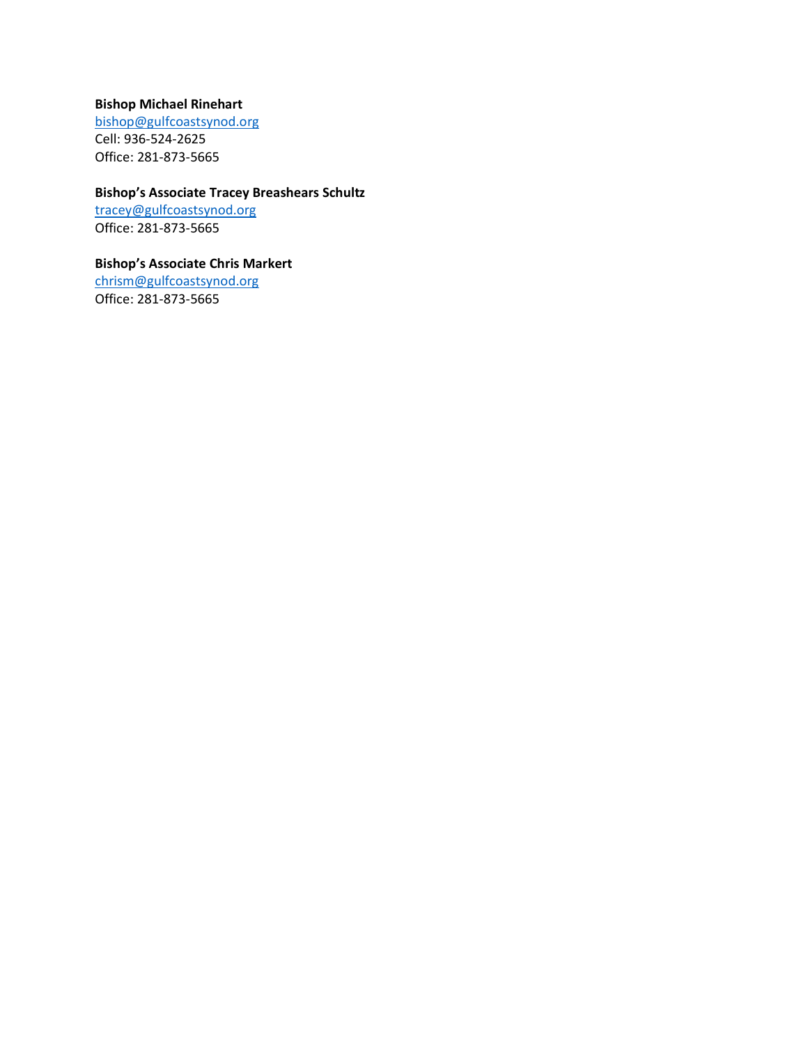**Bishop Michael Rinehart**
bishop@gulfcoastsynod.org
Cell: 936-524-2625
Office: 281-873-5665

**Bishop's Associate Tracey Breashears Schultz**
tracey@gulfcoastsynod.org
Office: 281-873-5665

**Bishop's Associate Chris Markert**
chrism@gulfcoastsynod.org
Office: 281-873-5665